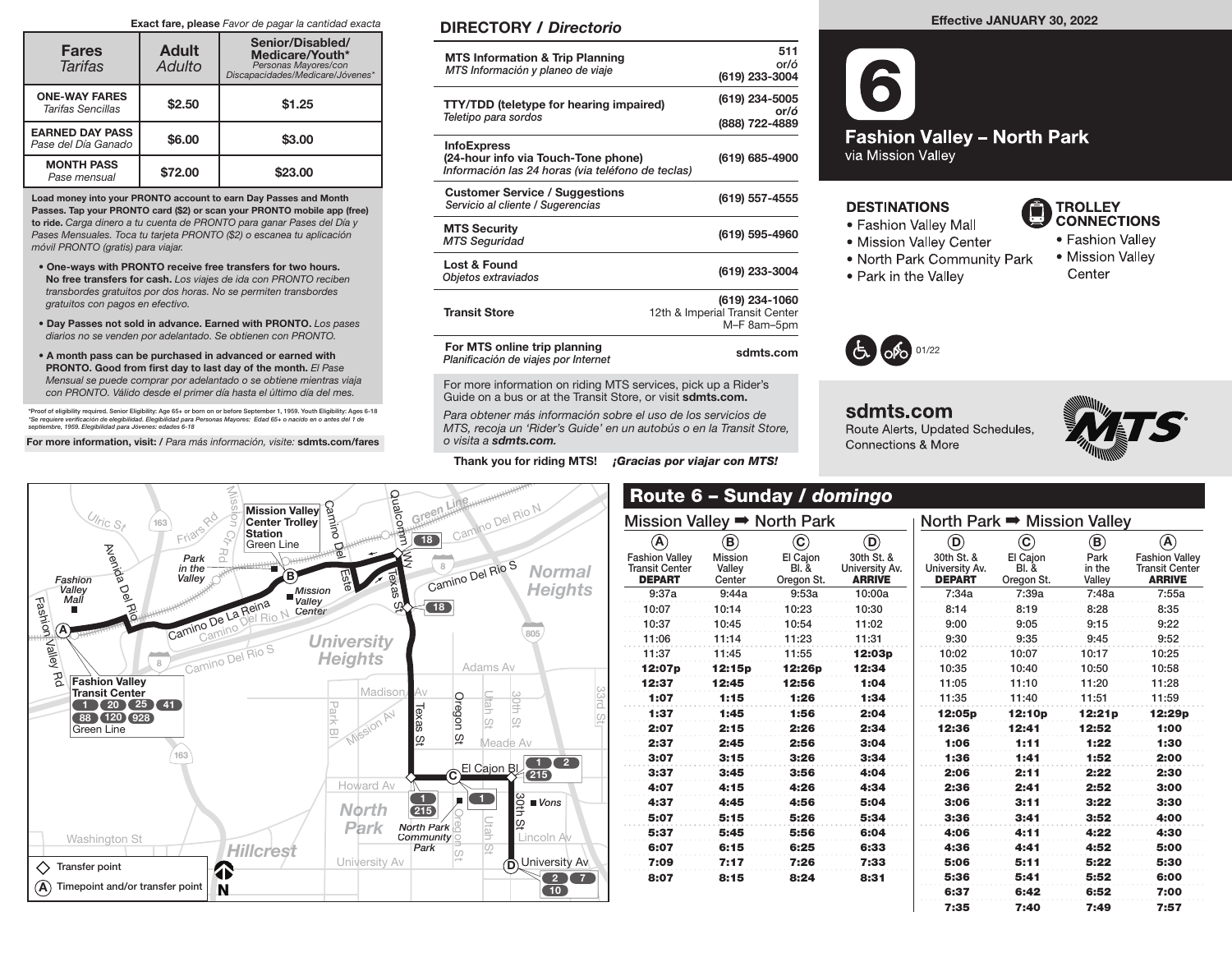Exact fare, please *Favor de pagar la cantidad exacta*

| Fares *Tarifas* | Adult *Adulto* | Senior/Disabled/ Medicare/Youth* *Personas Mayores/con Discapacidades/Medicare/Jóvenes** |
|---|---|---|
| ONE-WAY FARES *Tarifas Sencillas* | $2.50 | $1.25 |
| EARNED DAY PASS *Pase del Día Ganado* | $6.00 | $3.00 |
| MONTH PASS *Pase mensual* | $72.00 | $23.00 |

**Load money into your PRONTO account to earn Day Passes and Month Passes. Tap your PRONTO card ($2) or scan your PRONTO mobile app (free) to ride.** *Carga dinero a tu cuenta de PRONTO para ganar Pases del Día y Pases Mensuales. Toca tu tarjeta PRONTO ($2) o escanea tu aplicación móvil PRONTO (gratis) para viajar.*

- **One-ways with PRONTO receive free transfers for two hours. No free transfers for cash.** *Los viajes de ida con PRONTO reciben transbordes gratuitos por dos horas. No se permiten transbordes gratuitos con pagos en efectivo.*
- **Day Passes not sold in advance. Earned with PRONTO.** *Los pases diarios no se venden por adelantado. Se obtienen con PRONTO.*
- **A month pass can be purchased in advanced or earned with PRONTO. Good from first day to last day of the month.** *El Pase Mensual se puede comprar por adelantado o se obtiene mientras viaja con PRONTO. Válido desde el primer día hasta el último día del mes.*

*Proof of eligibility required. Senior Eligibility: Age 65+ or born on or before September 1, 1959. Youth Eligibility: Ages 6-18
*Se requiere verificación de elegibilidad. Elegibilidad para Personas Mayores: Edad 65+ o nacido en o antes del 1 de septiembre, 1959. Elegibilidad para Jóvenes: edades 6-18*

**For more information, visit: /** *Para más información, visite:* **sdmts.com/fares**

## DIRECTORY / *Directorio*

| | |
|---|---|
| **MTS Information & Trip Planning** *MTS Información y planeo de viaje* | **511** or/ó **(619) 233-3004** |
| **TTY/TDD (teletype for hearing impaired)** *Teletipo para sordos* | **(619) 234-5005** or/ó **(888) 722-4889** |
| **InfoExpress (24-hour info via Touch-Tone phone)** *Información las 24 horas (via teléfono de teclas)* | **(619) 685-4900** |
| **Customer Service / Suggestions** *Servicio al cliente / Sugerencias* | **(619) 557-4555** |
| **MTS Security** *MTS Seguridad* | **(619) 595-4960** |
| **Lost & Found** *Objetos extraviados* | **(619) 233-3004** |
| **Transit Store** | **(619) 234-1060** 12th & Imperial Transit Center M–F 8am–5pm |
| **For MTS online trip planning** *Planificación de viajes por Internet* | **sdmts.com** |

For more information on riding MTS services, pick up a Rider's Guide on a bus or at the Transit Store, or visit **sdmts.com.**

*Para obtener más información sobre el uso de los servicios de MTS, recoja un 'Rider's Guide' en un autobús o en la Transit Store, o visita a* ***sdmts.com.***

**Thank you for riding MTS!** ***¡Gracias por viajar con MTS!***

**Effective JANUARY 30, 2022**

# 6

## Fashion Valley – North Park

via Mission Valley

### DESTINATIONS

- Fashion Valley Mall
- Mission Valley Center
- North Park Community Park
- Park in the Valley

### TROLLEY CONNECTIONS

- Fashion Valley
- Mission Valley Center

01/22

**sdmts.com**
Route Alerts, Updated Schedules, Connections & More

Mission Valley Center Trolley Station — Green Line

Fashion Valley Transit Center — 1, 20, 25, 41, 88, 120, 928, Green Line

Transfer point

(A) Timepoint and/or transfer point

## Route 6 – Sunday / *domingo*

### Mission Valley ➡ North Park

| (A) Fashion Valley Transit Center DEPART | (B) Mission Valley Center | (C) El Cajon Bl. & Oregon St. | (D) 30th St. & University Av. ARRIVE |
|---|---|---|---|
| 9:37a | 9:44a | 9:53a | 10:00a |
| 10:07 | 10:14 | 10:23 | 10:30 |
| 10:37 | 10:45 | 10:54 | 11:02 |
| 11:06 | 11:14 | 11:23 | 11:31 |
| 11:37 | 11:45 | 11:55 | **12:03p** |
| **12:07p** | **12:15p** | **12:26p** | **12:34** |
| **12:37** | **12:45** | **12:56** | **1:04** |
| **1:07** | **1:15** | **1:26** | **1:34** |
| **1:37** | **1:45** | **1:56** | **2:04** |
| **2:07** | **2:15** | **2:26** | **2:34** |
| **2:37** | **2:45** | **2:56** | **3:04** |
| **3:07** | **3:15** | **3:26** | **3:34** |
| **3:37** | **3:45** | **3:56** | **4:04** |
| **4:07** | **4:15** | **4:26** | **4:34** |
| **4:37** | **4:45** | **4:56** | **5:04** |
| **5:07** | **5:15** | **5:26** | **5:34** |
| **5:37** | **5:45** | **5:56** | **6:04** |
| **6:07** | **6:15** | **6:25** | **6:33** |
| **7:09** | **7:17** | **7:26** | **7:33** |
| **8:07** | **8:15** | **8:24** | **8:31** |

### North Park ➡ Mission Valley

| (D) 30th St. & University Av. DEPART | (C) El Cajon Bl. & Oregon St. | (B) Park in the Valley | (A) Fashion Valley Transit Center ARRIVE |
|---|---|---|---|
| 7:34a | 7:39a | 7:48a | 7:55a |
| 8:14 | 8:19 | 8:28 | 8:35 |
| 9:00 | 9:05 | 9:15 | 9:22 |
| 9:30 | 9:35 | 9:45 | 9:52 |
| 10:02 | 10:07 | 10:17 | 10:25 |
| 10:35 | 10:40 | 10:50 | 10:58 |
| 11:05 | 11:10 | 11:20 | 11:28 |
| 11:35 | 11:40 | 11:51 | 11:59 |
| **12:05p** | **12:10p** | **12:21p** | **12:29p** |
| **12:36** | **12:41** | **12:52** | **1:00** |
| **1:06** | **1:11** | **1:22** | **1:30** |
| **1:36** | **1:41** | **1:52** | **2:00** |
| **2:06** | **2:11** | **2:22** | **2:30** |
| **2:36** | **2:41** | **2:52** | **3:00** |
| **3:06** | **3:11** | **3:22** | **3:30** |
| **3:36** | **3:41** | **3:52** | **4:00** |
| **4:06** | **4:11** | **4:22** | **4:30** |
| **4:36** | **4:41** | **4:52** | **5:00** |
| **5:06** | **5:11** | **5:22** | **5:30** |
| **5:36** | **5:41** | **5:52** | **6:00** |
| **6:37** | **6:42** | **6:52** | **7:00** |
| **7:35** | **7:40** | **7:49** | **7:57** |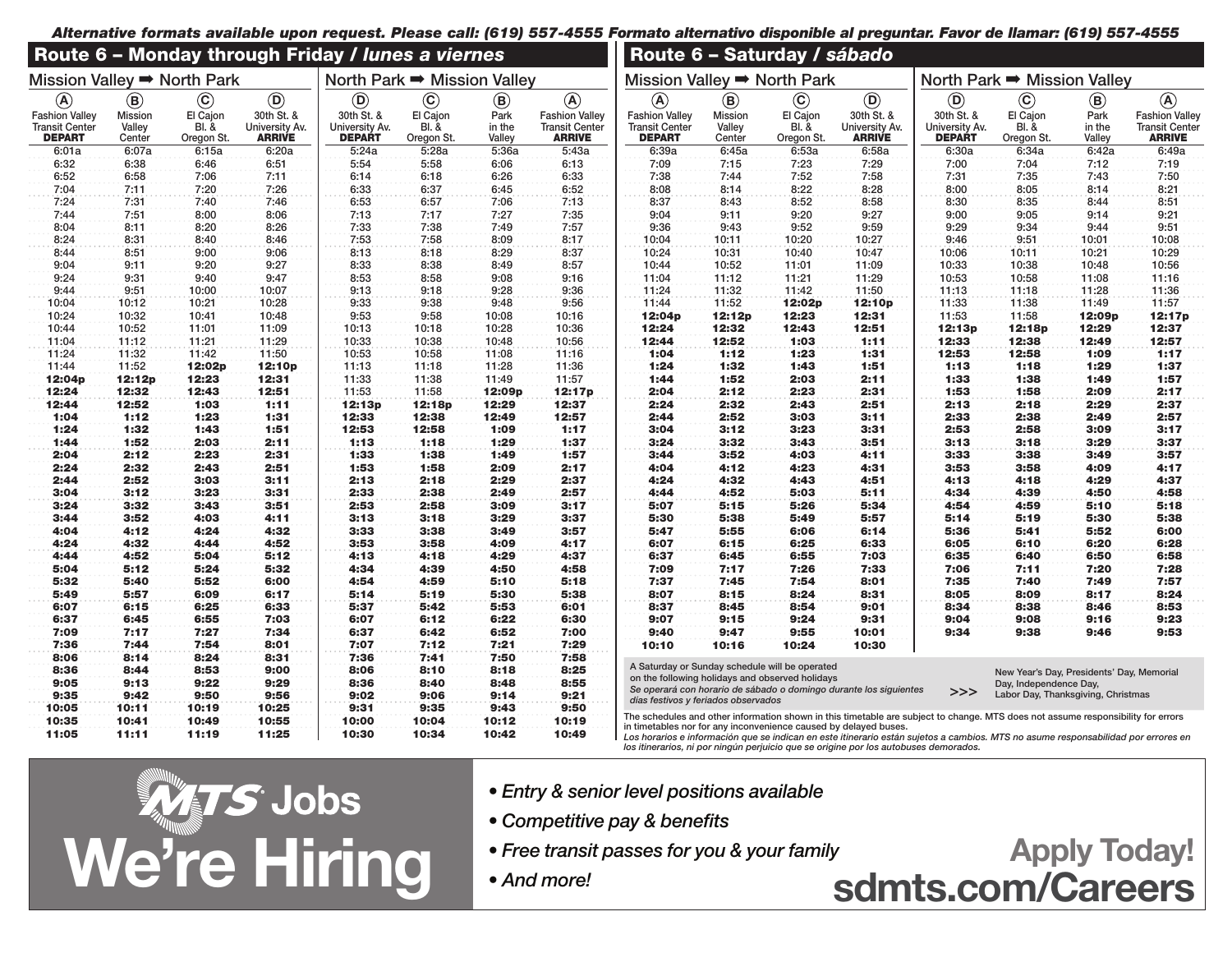***Alternative formats available upon request. Please call: (619) 557-4555 Formato alternativo disponible al preguntar. Favor de llamar: (619) 557-4555***

## Route 6 – Monday through Friday / *lunes a viernes*

### Mission Valley ➡ North Park

| (A) Fashion Valley Transit Center **DEPART** | (B) Mission Valley Center | (C) El Cajon Bl. & Oregon St. | (D) 30th St. & University Av. **ARRIVE** |
|---|---|---|---|
| 6:01a | 6:07a | 6:15a | 6:20a |
| 6:32 | 6:38 | 6:46 | 6:51 |
| 6:52 | 6:58 | 7:06 | 7:11 |
| 7:04 | 7:11 | 7:20 | 7:26 |
| 7:24 | 7:31 | 7:40 | 7:46 |
| 7:44 | 7:51 | 8:00 | 8:06 |
| 8:04 | 8:11 | 8:20 | 8:26 |
| 8:24 | 8:31 | 8:40 | 8:46 |
| 8:44 | 8:51 | 9:00 | 9:06 |
| 9:04 | 9:11 | 9:20 | 9:27 |
| 9:24 | 9:31 | 9:40 | 9:47 |
| 9:44 | 9:51 | 10:00 | 10:07 |
| 10:04 | 10:12 | 10:21 | 10:28 |
| 10:24 | 10:32 | 10:41 | 10:48 |
| 10:44 | 10:52 | 11:01 | 11:09 |
| 11:04 | 11:12 | 11:21 | 11:29 |
| 11:24 | 11:32 | 11:42 | 11:50 |
| 11:44 | 11:52 | **12:02p** | **12:10p** |
| **12:04p** | **12:12p** | **12:23** | **12:31** |
| **12:24** | **12:32** | **12:43** | **12:51** |
| **12:44** | **12:52** | **1:03** | **1:11** |
| **1:04** | **1:12** | **1:23** | **1:31** |
| **1:24** | **1:32** | **1:43** | **1:51** |
| **1:44** | **1:52** | **2:03** | **2:11** |
| **2:04** | **2:12** | **2:23** | **2:31** |
| **2:24** | **2:32** | **2:43** | **2:51** |
| **2:44** | **2:52** | **3:03** | **3:11** |
| **3:04** | **3:12** | **3:23** | **3:31** |
| **3:24** | **3:32** | **3:43** | **3:51** |
| **3:44** | **3:52** | **4:03** | **4:11** |
| **4:04** | **4:12** | **4:24** | **4:32** |
| **4:24** | **4:32** | **4:44** | **4:52** |
| **4:44** | **4:52** | **5:04** | **5:12** |
| **5:04** | **5:12** | **5:24** | **5:32** |
| **5:32** | **5:40** | **5:52** | **6:00** |
| **5:49** | **5:57** | **6:09** | **6:17** |
| **6:07** | **6:15** | **6:25** | **6:33** |
| **6:37** | **6:45** | **6:55** | **7:03** |
| **7:09** | **7:17** | **7:27** | **7:34** |
| **7:36** | **7:44** | **7:54** | **8:01** |
| **8:06** | **8:14** | **8:24** | **8:31** |
| **8:36** | **8:44** | **8:53** | **9:00** |
| **9:05** | **9:13** | **9:22** | **9:29** |
| **9:35** | **9:42** | **9:50** | **9:56** |
| **10:05** | **10:11** | **10:19** | **10:25** |
| **10:35** | **10:41** | **10:49** | **10:55** |
| **11:05** | **11:11** | **11:19** | **11:25** |

### North Park ➡ Mission Valley

| (D) 30th St. & University Av. **DEPART** | (C) El Cajon Bl. & Oregon St. | (B) Park in the Valley | (A) Fashion Valley Transit Center **ARRIVE** |
|---|---|---|---|
| 5:24a | 5:28a | 5:36a | 5:43a |
| 5:54 | 5:58 | 6:06 | 6:13 |
| 6:14 | 6:18 | 6:26 | 6:33 |
| 6:33 | 6:37 | 6:45 | 6:52 |
| 6:53 | 6:57 | 7:06 | 7:13 |
| 7:13 | 7:17 | 7:27 | 7:35 |
| 7:33 | 7:38 | 7:49 | 7:57 |
| 7:53 | 7:58 | 8:09 | 8:17 |
| 8:13 | 8:18 | 8:29 | 8:37 |
| 8:33 | 8:38 | 8:49 | 8:57 |
| 8:53 | 8:58 | 9:08 | 9:16 |
| 9:13 | 9:18 | 9:28 | 9:36 |
| 9:33 | 9:38 | 9:48 | 9:56 |
| 9:53 | 9:58 | 10:08 | 10:16 |
| 10:13 | 10:18 | 10:28 | 10:36 |
| 10:33 | 10:38 | 10:48 | 10:56 |
| 10:53 | 10:58 | 11:08 | 11:16 |
| 11:13 | 11:18 | 11:28 | 11:36 |
| 11:33 | 11:38 | 11:49 | 11:57 |
| 11:53 | 11:58 | **12:09p** | **12:17p** |
| **12:13p** | **12:18p** | **12:29** | **12:37** |
| **12:33** | **12:38** | **12:49** | **12:57** |
| **12:53** | **12:58** | **1:09** | **1:17** |
| **1:13** | **1:18** | **1:29** | **1:37** |
| **1:33** | **1:38** | **1:49** | **1:57** |
| **1:53** | **1:58** | **2:09** | **2:17** |
| **2:13** | **2:18** | **2:29** | **2:37** |
| **2:33** | **2:38** | **2:49** | **2:57** |
| **2:53** | **2:58** | **3:09** | **3:17** |
| **3:13** | **3:18** | **3:29** | **3:37** |
| **3:33** | **3:38** | **3:49** | **3:57** |
| **3:53** | **3:58** | **4:09** | **4:17** |
| **4:13** | **4:18** | **4:29** | **4:37** |
| **4:34** | **4:39** | **4:50** | **4:58** |
| **4:54** | **4:59** | **5:10** | **5:18** |
| **5:14** | **5:19** | **5:30** | **5:38** |
| **5:37** | **5:42** | **5:53** | **6:01** |
| **6:07** | **6:12** | **6:22** | **6:30** |
| **6:37** | **6:42** | **6:52** | **7:00** |
| **7:07** | **7:12** | **7:21** | **7:29** |
| **7:36** | **7:41** | **7:50** | **7:58** |
| **8:06** | **8:10** | **8:18** | **8:25** |
| **8:36** | **8:40** | **8:48** | **8:55** |
| **9:02** | **9:06** | **9:14** | **9:21** |
| **9:31** | **9:35** | **9:43** | **9:50** |
| **10:00** | **10:04** | **10:12** | **10:19** |
| **10:30** | **10:34** | **10:42** | **10:49** |

## Route 6 – Saturday / *sábado*

### Mission Valley ➡ North Park

| (A) Fashion Valley Transit Center **DEPART** | (B) Mission Valley Center | (C) El Cajon Bl. & Oregon St. | (D) 30th St. & University Av. **ARRIVE** |
|---|---|---|---|
| 6:39a | 6:45a | 6:53a | 6:58a |
| 7:09 | 7:15 | 7:23 | 7:29 |
| 7:38 | 7:44 | 7:52 | 7:58 |
| 8:08 | 8:14 | 8:22 | 8:28 |
| 8:37 | 8:43 | 8:52 | 8:58 |
| 9:04 | 9:11 | 9:20 | 9:27 |
| 9:36 | 9:43 | 9:52 | 9:59 |
| 10:04 | 10:11 | 10:20 | 10:27 |
| 10:24 | 10:31 | 10:40 | 10:47 |
| 10:44 | 10:52 | 11:01 | 11:09 |
| 11:04 | 11:12 | 11:21 | 11:29 |
| 11:24 | 11:32 | 11:42 | 11:50 |
| 11:44 | 11:52 | **12:02p** | **12:10p** |
| **12:04p** | **12:12p** | **12:23** | **12:31** |
| **12:24** | **12:32** | **12:43** | **12:51** |
| **12:44** | **12:52** | **1:03** | **1:11** |
| **1:04** | **1:12** | **1:23** | **1:31** |
| **1:24** | **1:32** | **1:43** | **1:51** |
| **1:44** | **1:52** | **2:03** | **2:11** |
| **2:04** | **2:12** | **2:23** | **2:31** |
| **2:24** | **2:32** | **2:43** | **2:51** |
| **2:44** | **2:52** | **3:03** | **3:11** |
| **3:04** | **3:12** | **3:23** | **3:31** |
| **3:24** | **3:32** | **3:43** | **3:51** |
| **3:44** | **3:52** | **4:03** | **4:11** |
| **4:04** | **4:12** | **4:23** | **4:31** |
| **4:24** | **4:32** | **4:43** | **4:51** |
| **4:44** | **4:52** | **5:03** | **5:11** |
| **5:07** | **5:15** | **5:26** | **5:34** |
| **5:30** | **5:38** | **5:49** | **5:57** |
| **5:47** | **5:55** | **6:06** | **6:14** |
| **6:07** | **6:15** | **6:25** | **6:33** |
| **6:37** | **6:45** | **6:55** | **7:03** |
| **7:09** | **7:17** | **7:26** | **7:33** |
| **7:37** | **7:45** | **7:54** | **8:01** |
| **8:07** | **8:15** | **8:24** | **8:31** |
| **8:37** | **8:45** | **8:54** | **9:01** |
| **9:07** | **9:15** | **9:24** | **9:31** |
| **9:40** | **9:47** | **9:55** | **10:01** |
| **10:10** | **10:16** | **10:24** | **10:30** |

### North Park ➡ Mission Valley

| (D) 30th St. & University Av. **DEPART** | (C) El Cajon Bl. & Oregon St. | (B) Park in the Valley | (A) Fashion Valley Transit Center **ARRIVE** |
|---|---|---|---|
| 6:30a | 6:34a | 6:42a | 6:49a |
| 7:00 | 7:04 | 7:12 | 7:19 |
| 7:31 | 7:35 | 7:43 | 7:50 |
| 8:00 | 8:05 | 8:14 | 8:21 |
| 8:30 | 8:35 | 8:44 | 8:51 |
| 9:00 | 9:05 | 9:14 | 9:21 |
| 9:29 | 9:34 | 9:44 | 9:51 |
| 9:46 | 9:51 | 10:01 | 10:08 |
| 10:06 | 10:11 | 10:21 | 10:29 |
| 10:33 | 10:38 | 10:48 | 10:56 |
| 10:53 | 10:58 | 11:08 | 11:16 |
| 11:13 | 11:18 | 11:28 | 11:36 |
| 11:33 | 11:38 | 11:49 | 11:57 |
| 11:53 | 11:58 | **12:09p** | **12:17p** |
| **12:13p** | **12:18p** | **12:29** | **12:37** |
| **12:33** | **12:38** | **12:49** | **12:57** |
| **12:53** | **12:58** | **1:09** | **1:17** |
| **1:13** | **1:18** | **1:29** | **1:37** |
| **1:33** | **1:38** | **1:49** | **1:57** |
| **1:53** | **1:58** | **2:09** | **2:17** |
| **2:13** | **2:18** | **2:29** | **2:37** |
| **2:33** | **2:38** | **2:49** | **2:57** |
| **2:53** | **2:58** | **3:09** | **3:17** |
| **3:13** | **3:18** | **3:29** | **3:37** |
| **3:33** | **3:38** | **3:49** | **3:57** |
| **3:53** | **3:58** | **4:09** | **4:17** |
| **4:13** | **4:18** | **4:29** | **4:37** |
| **4:34** | **4:39** | **4:50** | **4:58** |
| **4:54** | **4:59** | **5:10** | **5:18** |
| **5:14** | **5:19** | **5:30** | **5:38** |
| **5:36** | **5:41** | **5:52** | **6:00** |
| **6:05** | **6:10** | **6:20** | **6:28** |
| **6:35** | **6:40** | **6:50** | **6:58** |
| **7:06** | **7:11** | **7:20** | **7:28** |
| **7:35** | **7:40** | **7:49** | **7:57** |
| **8:05** | **8:09** | **8:17** | **8:24** |
| **8:34** | **8:38** | **8:46** | **8:53** |
| **9:04** | **9:08** | **9:16** | **9:23** |
| **9:34** | **9:38** | **9:46** | **9:53** |

A Saturday or Sunday schedule will be operated on the following holidays and observed holidays
*Se operará con horario de sábado o domingo durante los siguientes días festivos y feriados observados*
>>> New Year's Day, Presidents' Day, Memorial Day, Independence Day, Labor Day, Thanksgiving, Christmas

The schedules and other information shown in this timetable are subject to change. MTS does not assume responsibility for errors in timetables nor for any inconvenience caused by delayed buses.
*Los horarios e información que se indican en este itinerario están sujetos a cambios. MTS no asume responsabilidad por errores en los itinerarios, ni por ningún perjuicio que se origine por los autobuses demorados.*

## MTS Jobs We're Hiring

- *Entry & senior level positions available*
- *Competitive pay & benefits*
- *Free transit passes for you & your family*
- *And more!*

**Apply Today!**
**sdmts.com/Careers**